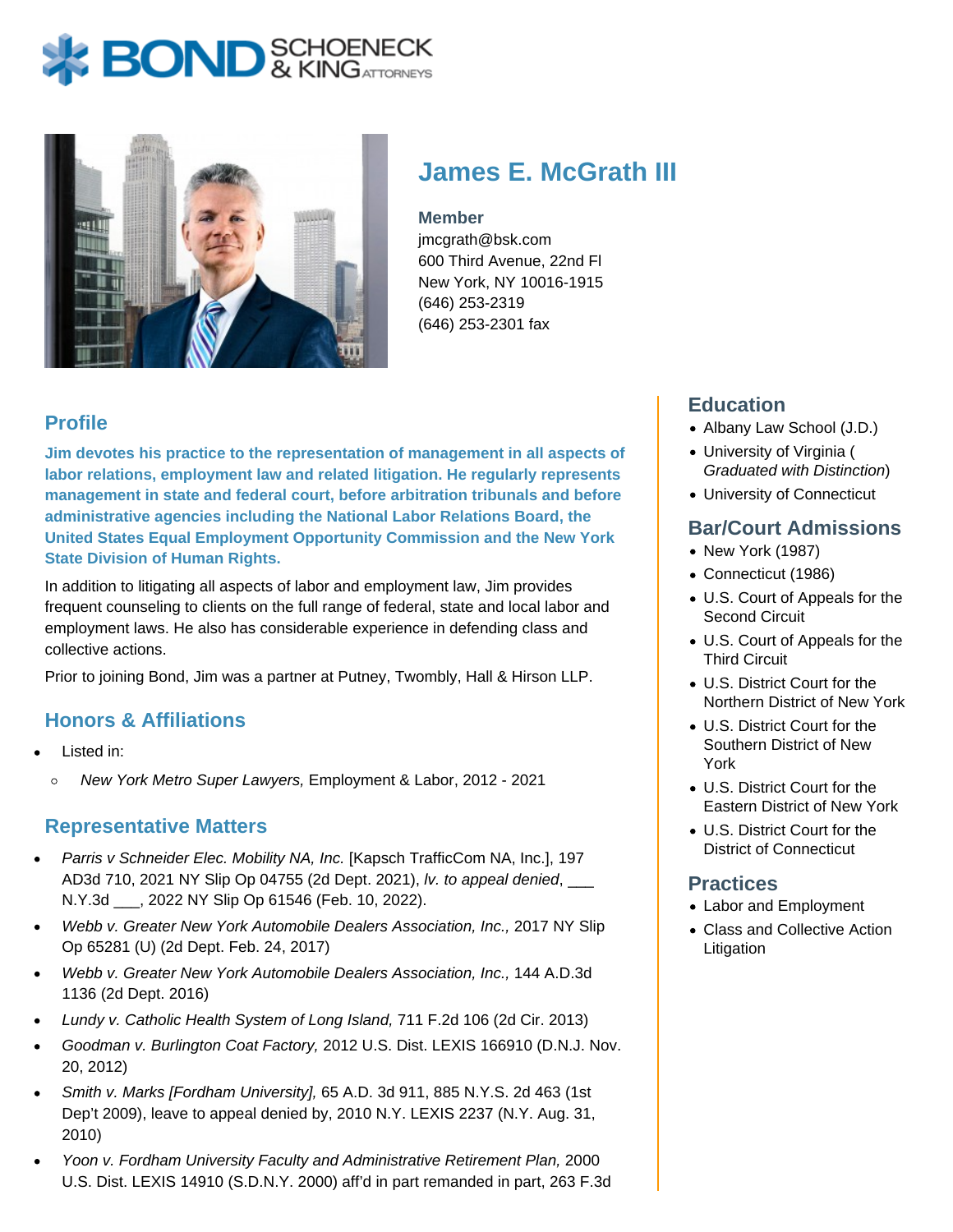# James E. McGrath III

**Member**
jmcgrath@bsk.com
600 Third Avenue, 22nd Fl
New York, NY 10016-1915
(646) 253-2319
(646) 253-2301 fax

## Profile

**Jim devotes his practice to the representation of management in all aspects of labor relations, employment law and related litigation. He regularly represents management in state and federal court, before arbitration tribunals and before administrative agencies including the National Labor Relations Board, the United States Equal Employment Opportunity Commission and the New York State Division of Human Rights.**

In addition to litigating all aspects of labor and employment law, Jim provides frequent counseling to clients on the full range of federal, state and local labor and employment laws. He also has considerable experience in defending class and collective actions.

Prior to joining Bond, Jim was a partner at Putney, Twombly, Hall & Hirson LLP.

## Honors & Affiliations

- Listed in:
  - *New York Metro Super Lawyers,* Employment & Labor, 2012 - 2021

## Representative Matters

- *Parris v Schneider Elec. Mobility NA, Inc.* [Kapsch TrafficCom NA, Inc.], 197 AD3d 710, 2021 NY Slip Op 04755 (2d Dept. 2021), *lv. to appeal denied*, ___ N.Y.3d ___, 2022 NY Slip Op 61546 (Feb. 10, 2022).
- *Webb v. Greater New York Automobile Dealers Association, Inc.,* 2017 NY Slip Op 65281 (U) (2d Dept. Feb. 24, 2017)
- *Webb v. Greater New York Automobile Dealers Association, Inc.,* 144 A.D.3d 1136 (2d Dept. 2016)
- *Lundy v. Catholic Health System of Long Island,* 711 F.2d 106 (2d Cir. 2013)
- *Goodman v. Burlington Coat Factory,* 2012 U.S. Dist. LEXIS 166910 (D.N.J. Nov. 20, 2012)
- *Smith v. Marks [Fordham University],* 65 A.D. 3d 911, 885 N.Y.S. 2d 463 (1st Dep't 2009), leave to appeal denied by, 2010 N.Y. LEXIS 2237 (N.Y. Aug. 31, 2010)
- *Yoon v. Fordham University Faculty and Administrative Retirement Plan,* 2000 U.S. Dist. LEXIS 14910 (S.D.N.Y. 2000) aff'd in part remanded in part, 263 F.3d

## Education

- Albany Law School (J.D.)
- University of Virginia ( *Graduated with Distinction*)
- University of Connecticut

## Bar/Court Admissions

- New York (1987)
- Connecticut (1986)
- U.S. Court of Appeals for the Second Circuit
- U.S. Court of Appeals for the Third Circuit
- U.S. District Court for the Northern District of New York
- U.S. District Court for the Southern District of New York
- U.S. District Court for the Eastern District of New York
- U.S. District Court for the District of Connecticut

## Practices

- Labor and Employment
- Class and Collective Action Litigation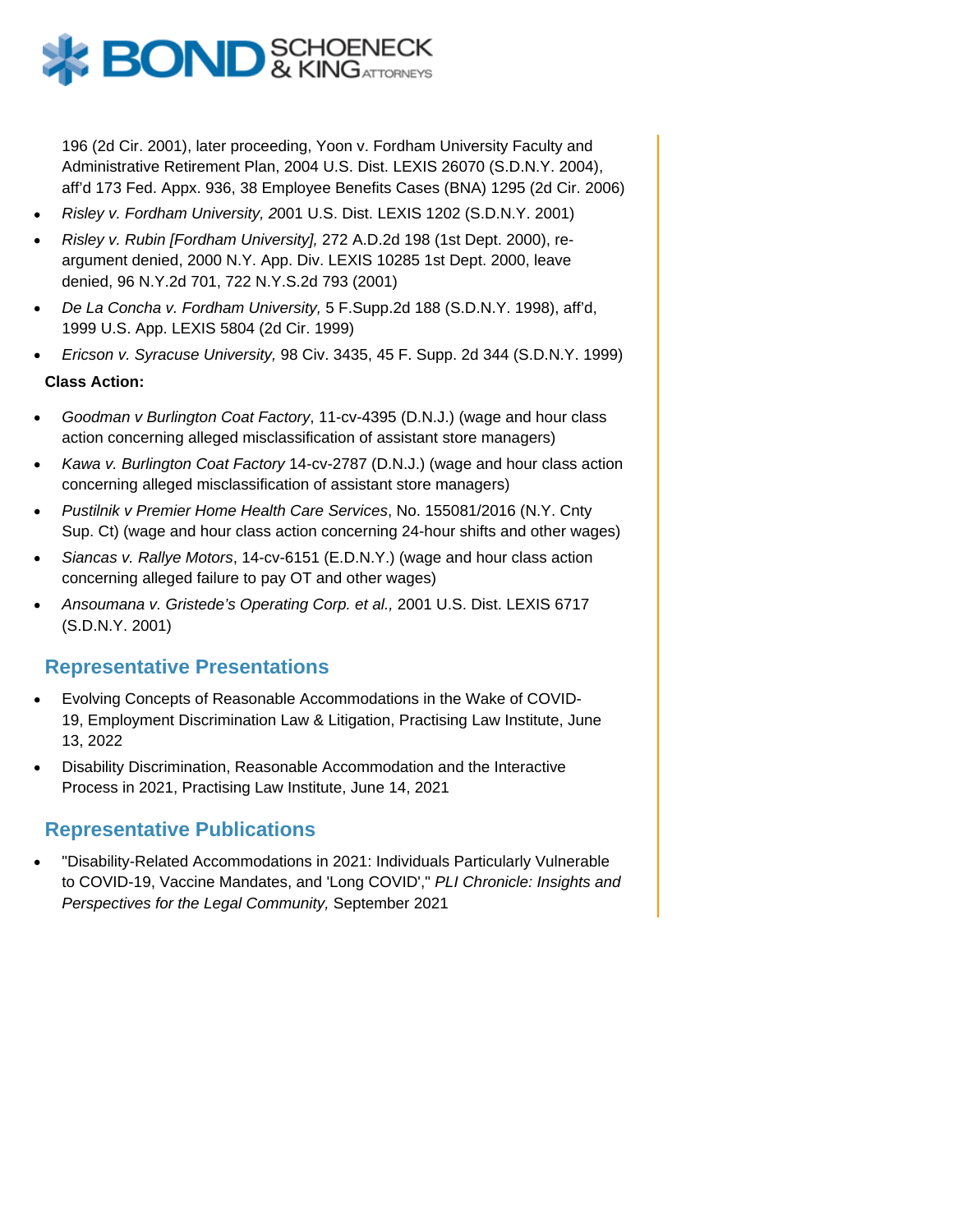196 (2d Cir. 2001), later proceeding, Yoon v. Fordham University Faculty and Administrative Retirement Plan, 2004 U.S. Dist. LEXIS 26070 (S.D.N.Y. 2004), aff'd 173 Fed. Appx. 936, 38 Employee Benefits Cases (BNA) 1295 (2d Cir. 2006)

- *Risley v. Fordham University, 2*001 U.S. Dist. LEXIS 1202 (S.D.N.Y. 2001)
- *Risley v. Rubin [Fordham University],* 272 A.D.2d 198 (1st Dept. 2000), re-argument denied, 2000 N.Y. App. Div. LEXIS 10285 1st Dept. 2000, leave denied, 96 N.Y.2d 701, 722 N.Y.S.2d 793 (2001)
- *De La Concha v. Fordham University,* 5 F.Supp.2d 188 (S.D.N.Y. 1998), aff'd, 1999 U.S. App. LEXIS 5804 (2d Cir. 1999)
- *Ericson v. Syracuse University,* 98 Civ. 3435, 45 F. Supp. 2d 344 (S.D.N.Y. 1999)

**Class Action:**

- *Goodman v Burlington Coat Factory*, 11-cv-4395 (D.N.J.) (wage and hour class action concerning alleged misclassification of assistant store managers)
- *Kawa v. Burlington Coat Factory* 14-cv-2787 (D.N.J.) (wage and hour class action concerning alleged misclassification of assistant store managers)
- *Pustilnik v Premier Home Health Care Services*, No. 155081/2016 (N.Y. Cnty Sup. Ct) (wage and hour class action concerning 24-hour shifts and other wages)
- *Siancas v. Rallye Motors*, 14-cv-6151 (E.D.N.Y.) (wage and hour class action concerning alleged failure to pay OT and other wages)
- *Ansoumana v. Gristede's Operating Corp. et al.,* 2001 U.S. Dist. LEXIS 6717 (S.D.N.Y. 2001)

## Representative Presentations

- Evolving Concepts of Reasonable Accommodations in the Wake of COVID-19, Employment Discrimination Law & Litigation, Practising Law Institute, June 13, 2022
- Disability Discrimination, Reasonable Accommodation and the Interactive Process in 2021, Practising Law Institute, June 14, 2021

## Representative Publications

- "Disability-Related Accommodations in 2021: Individuals Particularly Vulnerable to COVID-19, Vaccine Mandates, and 'Long COVID'," *PLI Chronicle: Insights and Perspectives for the Legal Community,* September 2021